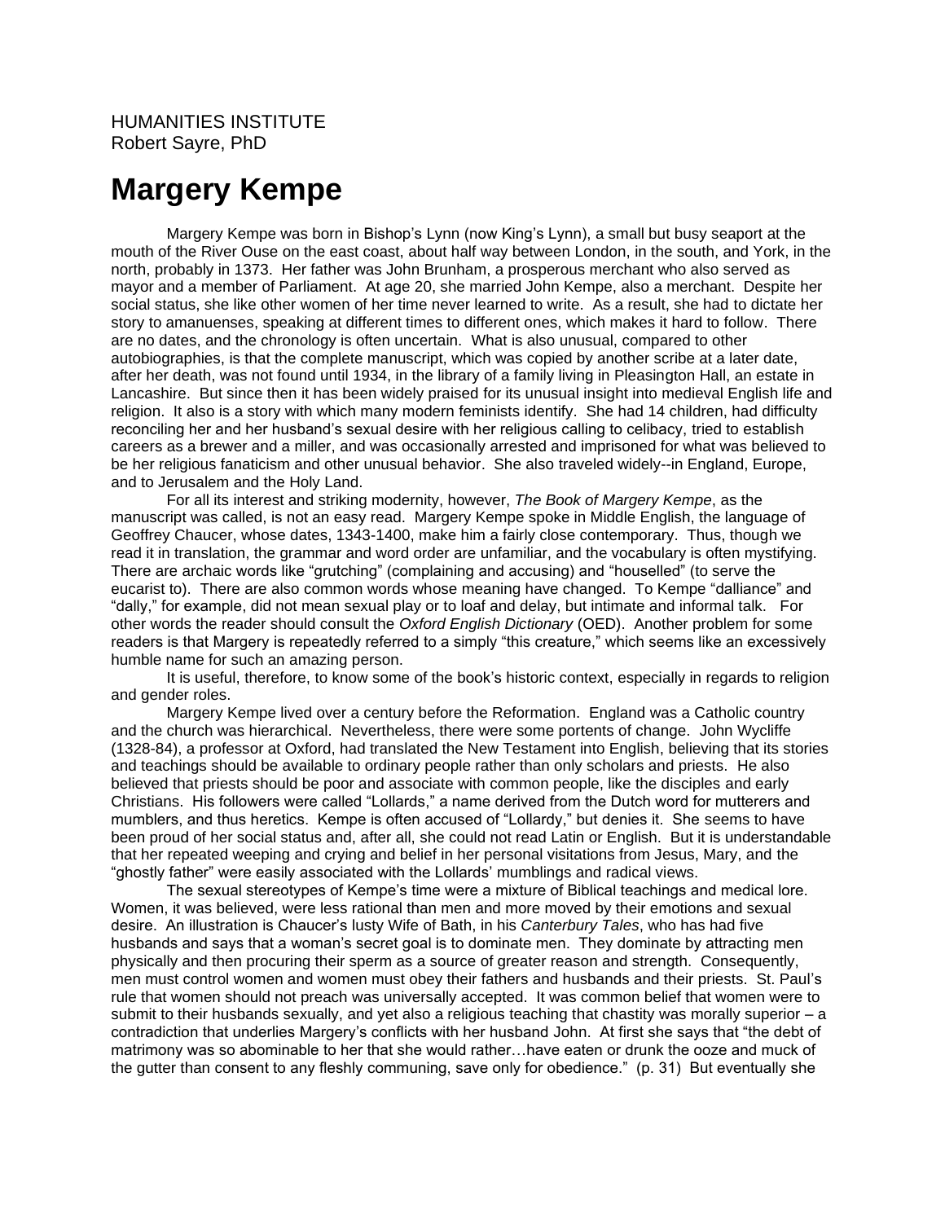HUMANITIES INSTITUTE
Robert Sayre, PhD

# Margery Kempe

Margery Kempe was born in Bishop's Lynn (now King's Lynn), a small but busy seaport at the mouth of the River Ouse on the east coast, about half way between London, in the south, and York, in the north, probably in 1373. Her father was John Brunham, a prosperous merchant who also served as mayor and a member of Parliament. At age 20, she married John Kempe, also a merchant. Despite her social status, she like other women of her time never learned to write. As a result, she had to dictate her story to amanuenses, speaking at different times to different ones, which makes it hard to follow. There are no dates, and the chronology is often uncertain. What is also unusual, compared to other autobiographies, is that the complete manuscript, which was copied by another scribe at a later date, after her death, was not found until 1934, in the library of a family living in Pleasington Hall, an estate in Lancashire. But since then it has been widely praised for its unusual insight into medieval English life and religion. It also is a story with which many modern feminists identify. She had 14 children, had difficulty reconciling her and her husband's sexual desire with her religious calling to celibacy, tried to establish careers as a brewer and a miller, and was occasionally arrested and imprisoned for what was believed to be her religious fanaticism and other unusual behavior. She also traveled widely--in England, Europe, and to Jerusalem and the Holy Land.

For all its interest and striking modernity, however, *The Book of Margery Kempe*, as the manuscript was called, is not an easy read. Margery Kempe spoke in Middle English, the language of Geoffrey Chaucer, whose dates, 1343-1400, make him a fairly close contemporary. Thus, though we read it in translation, the grammar and word order are unfamiliar, and the vocabulary is often mystifying. There are archaic words like "grutching" (complaining and accusing) and "houselled" (to serve the eucarist to). There are also common words whose meaning have changed. To Kempe "dalliance" and "dally," for example, did not mean sexual play or to loaf and delay, but intimate and informal talk. For other words the reader should consult the *Oxford English Dictionary* (OED). Another problem for some readers is that Margery is repeatedly referred to a simply "this creature," which seems like an excessively humble name for such an amazing person.

It is useful, therefore, to know some of the book's historic context, especially in regards to religion and gender roles.

Margery Kempe lived over a century before the Reformation. England was a Catholic country and the church was hierarchical. Nevertheless, there were some portents of change. John Wycliffe (1328-84), a professor at Oxford, had translated the New Testament into English, believing that its stories and teachings should be available to ordinary people rather than only scholars and priests. He also believed that priests should be poor and associate with common people, like the disciples and early Christians. His followers were called "Lollards," a name derived from the Dutch word for mutterers and mumblers, and thus heretics. Kempe is often accused of "Lollardy," but denies it. She seems to have been proud of her social status and, after all, she could not read Latin or English. But it is understandable that her repeated weeping and crying and belief in her personal visitations from Jesus, Mary, and the "ghostly father" were easily associated with the Lollards' mumblings and radical views.

The sexual stereotypes of Kempe's time were a mixture of Biblical teachings and medical lore. Women, it was believed, were less rational than men and more moved by their emotions and sexual desire. An illustration is Chaucer's lusty Wife of Bath, in his *Canterbury Tales*, who has had five husbands and says that a woman's secret goal is to dominate men. They dominate by attracting men physically and then procuring their sperm as a source of greater reason and strength. Consequently, men must control women and women must obey their fathers and husbands and their priests. St. Paul's rule that women should not preach was universally accepted. It was common belief that women were to submit to their husbands sexually, and yet also a religious teaching that chastity was morally superior – a contradiction that underlies Margery's conflicts with her husband John. At first she says that "the debt of matrimony was so abominable to her that she would rather…have eaten or drunk the ooze and muck of the gutter than consent to any fleshly communing, save only for obedience." (p. 31) But eventually she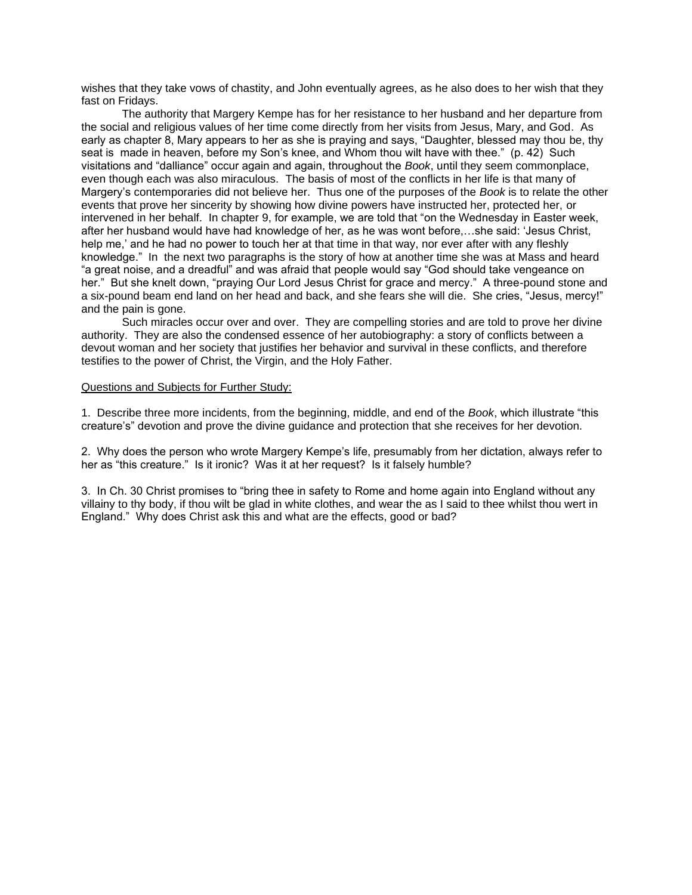wishes that they take vows of chastity, and John eventually agrees, as he also does to her wish that they fast on Fridays.

The authority that Margery Kempe has for her resistance to her husband and her departure from the social and religious values of her time come directly from her visits from Jesus, Mary, and God. As early as chapter 8, Mary appears to her as she is praying and says, "Daughter, blessed may thou be, thy seat is made in heaven, before my Son's knee, and Whom thou wilt have with thee." (p. 42) Such visitations and "dalliance" occur again and again, throughout the *Book*, until they seem commonplace, even though each was also miraculous. The basis of most of the conflicts in her life is that many of Margery's contemporaries did not believe her. Thus one of the purposes of the *Book* is to relate the other events that prove her sincerity by showing how divine powers have instructed her, protected her, or intervened in her behalf. In chapter 9, for example, we are told that "on the Wednesday in Easter week, after her husband would have had knowledge of her, as he was wont before,…she said: 'Jesus Christ, help me,' and he had no power to touch her at that time in that way, nor ever after with any fleshly knowledge." In the next two paragraphs is the story of how at another time she was at Mass and heard "a great noise, and a dreadful" and was afraid that people would say "God should take vengeance on her." But she knelt down, "praying Our Lord Jesus Christ for grace and mercy." A three-pound stone and a six-pound beam end land on her head and back, and she fears she will die. She cries, "Jesus, mercy!" and the pain is gone.

Such miracles occur over and over. They are compelling stories and are told to prove her divine authority. They are also the condensed essence of her autobiography: a story of conflicts between a devout woman and her society that justifies her behavior and survival in these conflicts, and therefore testifies to the power of Christ, the Virgin, and the Holy Father.

<u>Questions and Subjects for Further Study:</u>

1. Describe three more incidents, from the beginning, middle, and end of the *Book*, which illustrate "this creature's" devotion and prove the divine guidance and protection that she receives for her devotion.

2. Why does the person who wrote Margery Kempe's life, presumably from her dictation, always refer to her as "this creature." Is it ironic? Was it at her request? Is it falsely humble?

3. In Ch. 30 Christ promises to "bring thee in safety to Rome and home again into England without any villainy to thy body, if thou wilt be glad in white clothes, and wear the as I said to thee whilst thou wert in England." Why does Christ ask this and what are the effects, good or bad?